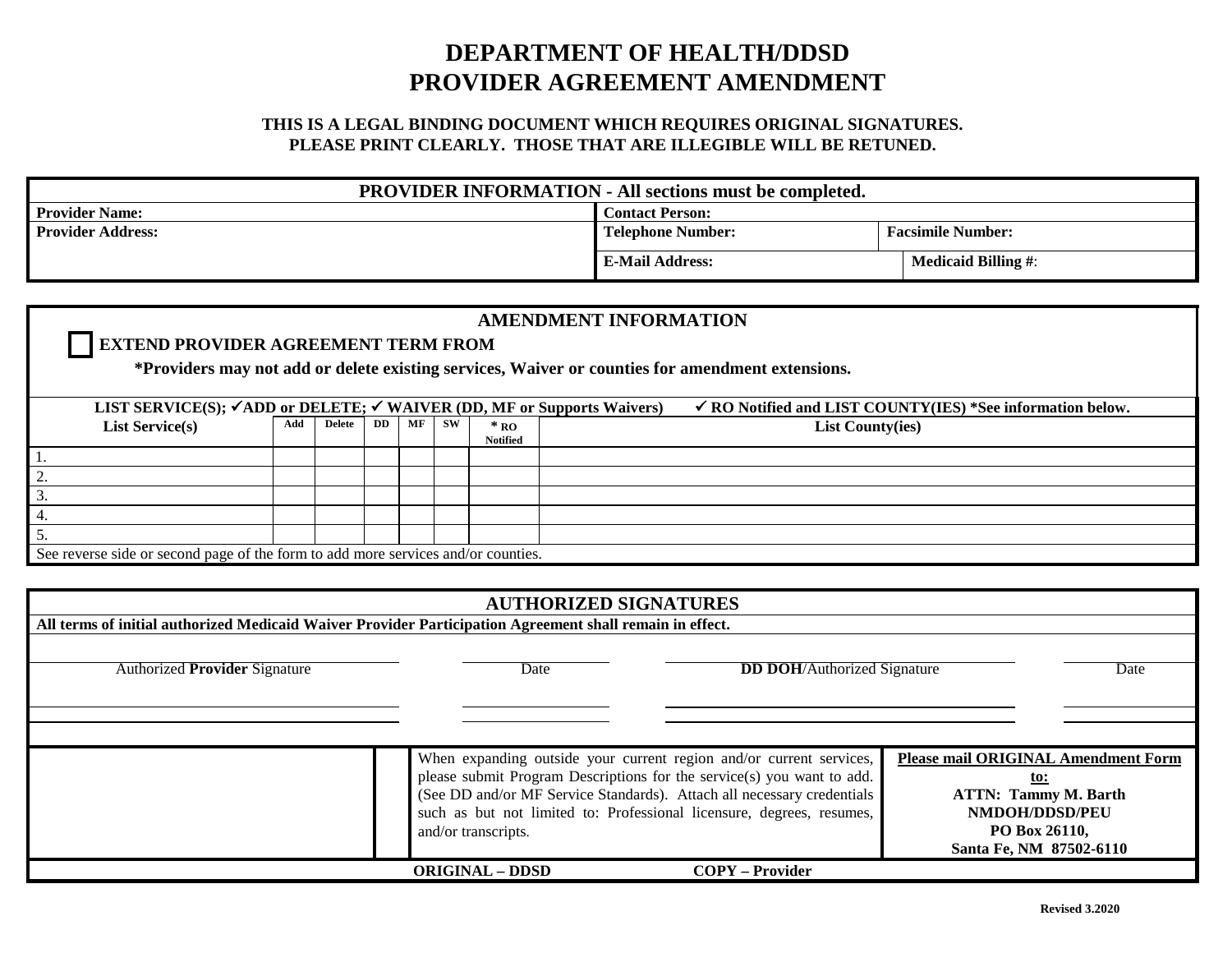# DEPARTMENT OF HEALTH/DDSD
# PROVIDER AGREEMENT AMENDMENT

**THIS IS A LEGAL BINDING DOCUMENT WHICH REQUIRES ORIGINAL SIGNATURES.**
**PLEASE PRINT CLEARLY. THOSE THAT ARE ILLEGIBLE WILL BE RETUNED.**

| **PROVIDER INFORMATION - All sections must be completed.** | | |
|---|---|---|
| **Provider Name:** | **Contact Person:** | |
| **Provider Address:** | **Telephone Number:** | **Facsimile Number:** |
| | **E-Mail Address:** | **Medicaid Billing #**: |

## AMENDMENT INFORMATION

☐ **EXTEND PROVIDER AGREEMENT TERM FROM**

**\*Providers may not add or delete existing services, Waiver or counties for amendment extensions.**

**LIST SERVICE(S); ✓ADD or DELETE; ✓ WAIVER (DD, MF or Supports Waivers) ✓ RO Notified and LIST COUNTY(IES) \*See information below.**

| List Service(s) | Add | Delete | DD | MF | SW | * RO Notified | List County(ies) |
|---|---|---|---|---|---|---|---|
| 1. | | | | | | | |
| 2. | | | | | | | |
| 3. | | | | | | | |
| 4. | | | | | | | |
| 5. | | | | | | | |

See reverse side or second page of the form to add more services and/or counties.

## AUTHORIZED SIGNATURES

**All terms of initial authorized Medicaid Waiver Provider Participation Agreement shall remain in effect.**

| Authorized **Provider** Signature | Date | **DD DOH**/Authorized Signature | Date |
|---|---|---|---|
| | | | |

When expanding outside your current region and/or current services, please submit Program Descriptions for the service(s) you want to add. (See DD and/or MF Service Standards). Attach all necessary credentials such as but not limited to: Professional licensure, degrees, resumes, and/or transcripts.

**Please mail ORIGINAL Amendment Form to:**
**ATTN: Tammy M. Barth**
**NMDOH/DDSD/PEU**
**PO Box 26110,**
**Santa Fe, NM 87502-6110**

**ORIGINAL – DDSD** **COPY – Provider**

**Revised 3.2020**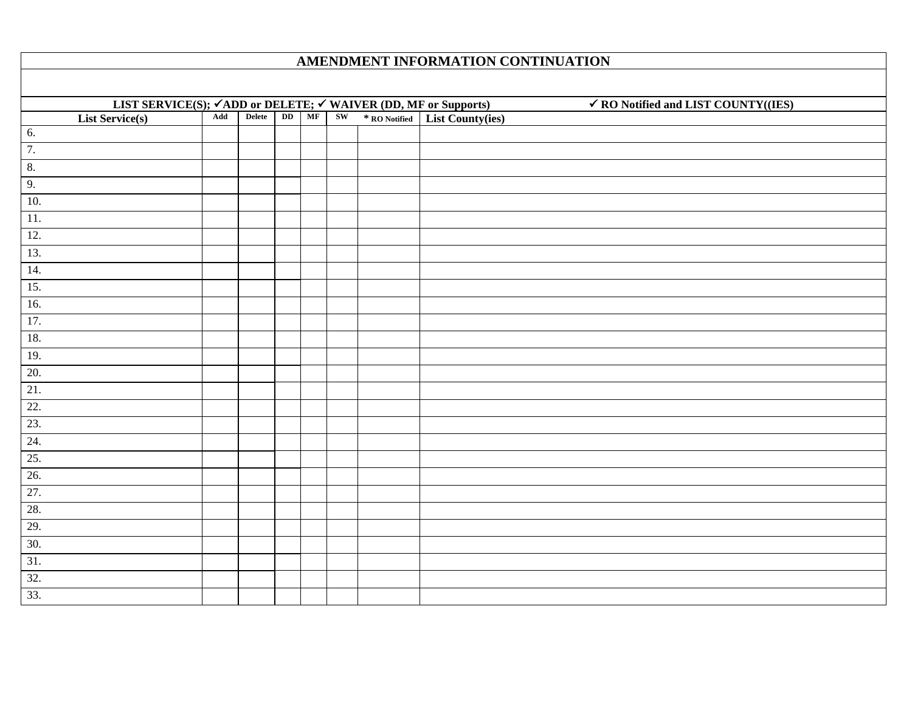## AMENDMENT INFORMATION CONTINUATION

**LIST SERVICE(S); ✓ADD or DELETE; ✓ WAIVER (DD, MF or Supports) ✓ RO Notified and LIST COUNTY((IES)**

| List Service(s) | Add | Delete | DD | MF | SW | * RO Notified | List County(ies) |
|---|---|---|---|---|---|---|---|
| 6. | | | | | | | |
| 7. | | | | | | | |
| 8. | | | | | | | |
| 9. | | | | | | | |
| 10. | | | | | | | |
| 11. | | | | | | | |
| 12. | | | | | | | |
| 13. | | | | | | | |
| 14. | | | | | | | |
| 15. | | | | | | | |
| 16. | | | | | | | |
| 17. | | | | | | | |
| 18. | | | | | | | |
| 19. | | | | | | | |
| 20. | | | | | | | |
| 21. | | | | | | | |
| 22. | | | | | | | |
| 23. | | | | | | | |
| 24. | | | | | | | |
| 25. | | | | | | | |
| 26. | | | | | | | |
| 27. | | | | | | | |
| 28. | | | | | | | |
| 29. | | | | | | | |
| 30. | | | | | | | |
| 31. | | | | | | | |
| 32. | | | | | | | |
| 33. | | | | | | | |